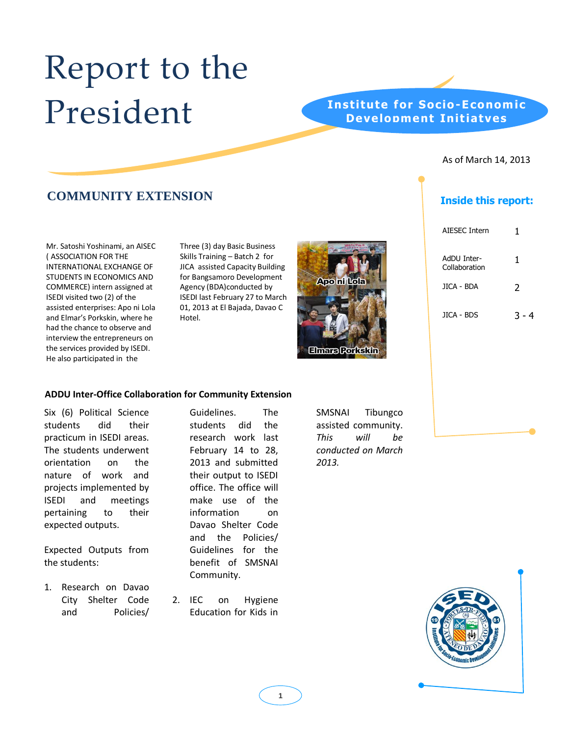# Report to the President

**Institute for Socio-Economic Development Initiatves**

As of March 14, 2013

**Inside this report:**

| | |
|---|---|
| AIESEC Intern | 1 |
| AdDU Inter-Collaboration | 1 |
| JICA - BDA | 2 |
| JICA - BDS | 3 - 4 |

## COMMUNITY EXTENSION

Mr. Satoshi Yoshinami, an AISEC ( ASSOCIATION FOR THE INTERNATIONAL EXCHANGE OF STUDENTS IN ECONOMICS AND COMMERCE) intern assigned at ISEDI visited two (2) of the assisted enterprises: Apo ni Lola and Elmar's Porkskin, where he had the chance to observe and interview the entrepreneurs on the services provided by ISEDI. He also participated in the Three (3) day Basic Business Skills Training – Batch 2 for JICA assisted Capacity Building for Bangsamoro Development Agency (BDA)conducted by ISEDI last February 27 to March 01, 2013 at El Bajada, Davao C Hotel.

Apo ni Lola

Elmars Porkskin

### ADDU Inter-Office Collaboration for Community Extension

Six (6) Political Science students did their practicum in ISEDI areas. The students underwent orientation on the nature of work and projects implemented by ISEDI and meetings pertaining to their expected outputs.

Expected Outputs from the students:

1. Research on Davao City Shelter Code and Policies/ Guidelines. The students did the research work last February 14 to 28, 2013 and submitted their output to ISEDI office. The office will make use of the information on Davao Shelter Code and the Policies/ Guidelines for the benefit of SMSNAI Community.
2. IEC on Hygiene Education for Kids in SMSNAI Tibungco assisted community. *This will be conducted on March 2013.*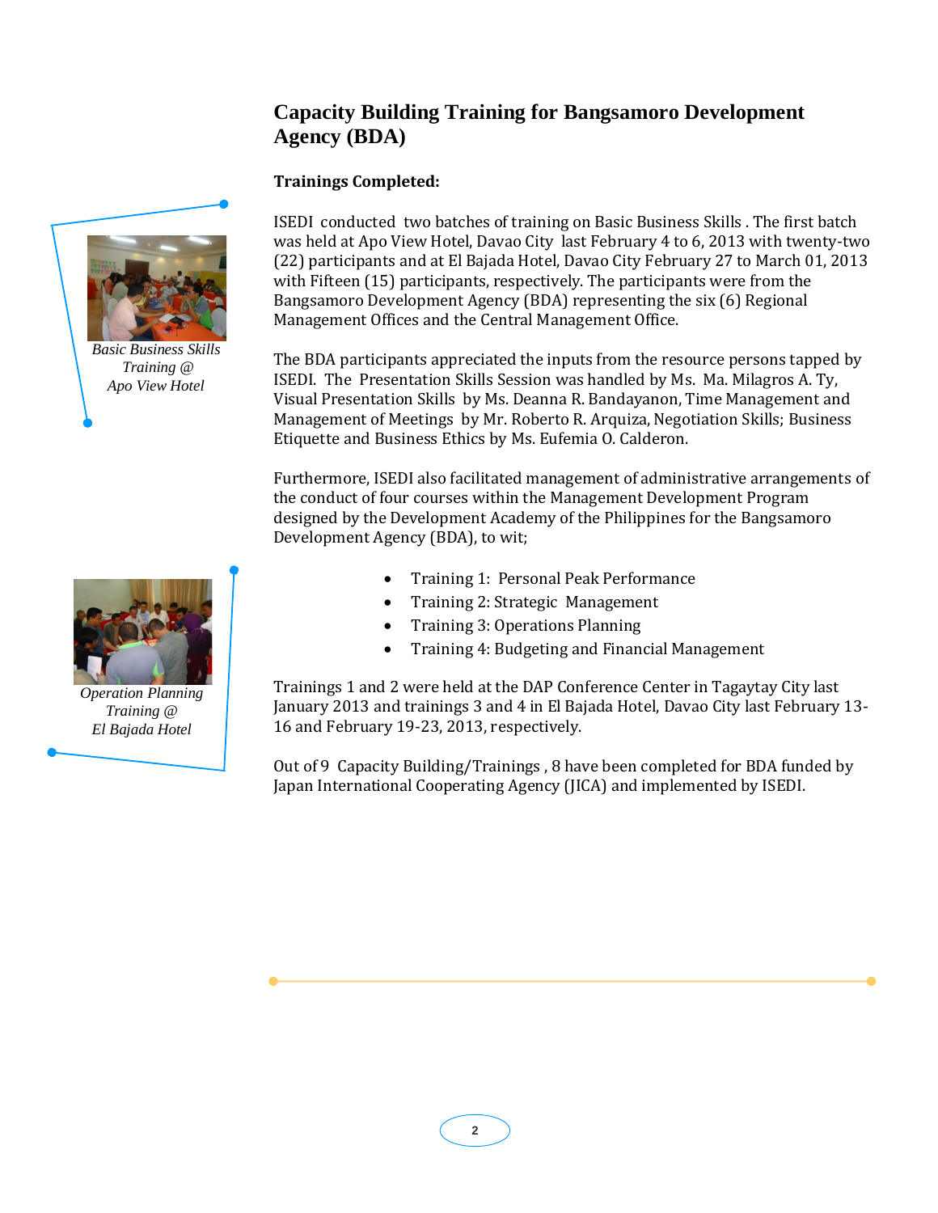# Capacity Building Training for Bangsamoro Development Agency (BDA)

**Trainings Completed:**

*Basic Business Skills Training @ Apo View Hotel*

ISEDI conducted two batches of training on Basic Business Skills . The first batch was held at Apo View Hotel, Davao City last February 4 to 6, 2013 with twenty-two (22) participants and at El Bajada Hotel, Davao City February 27 to March 01, 2013 with Fifteen (15) participants, respectively. The participants were from the Bangsamoro Development Agency (BDA) representing the six (6) Regional Management Offices and the Central Management Office.

The BDA participants appreciated the inputs from the resource persons tapped by ISEDI. The Presentation Skills Session was handled by Ms. Ma. Milagros A. Ty, Visual Presentation Skills by Ms. Deanna R. Bandayanon, Time Management and Management of Meetings by Mr. Roberto R. Arquiza, Negotiation Skills; Business Etiquette and Business Ethics by Ms. Eufemia O. Calderon.

Furthermore, ISEDI also facilitated management of administrative arrangements of the conduct of four courses within the Management Development Program designed by the Development Academy of the Philippines for the Bangsamoro Development Agency (BDA), to wit;

*Operation Planning Training @ El Bajada Hotel*

- Training 1: Personal Peak Performance
- Training 2: Strategic Management
- Training 3: Operations Planning
- Training 4: Budgeting and Financial Management

Trainings 1 and 2 were held at the DAP Conference Center in Tagaytay City last January 2013 and trainings 3 and 4 in El Bajada Hotel, Davao City last February 13-16 and February 19-23, 2013, respectively.

Out of 9 Capacity Building/Trainings , 8 have been completed for BDA funded by Japan International Cooperating Agency (JICA) and implemented by ISEDI.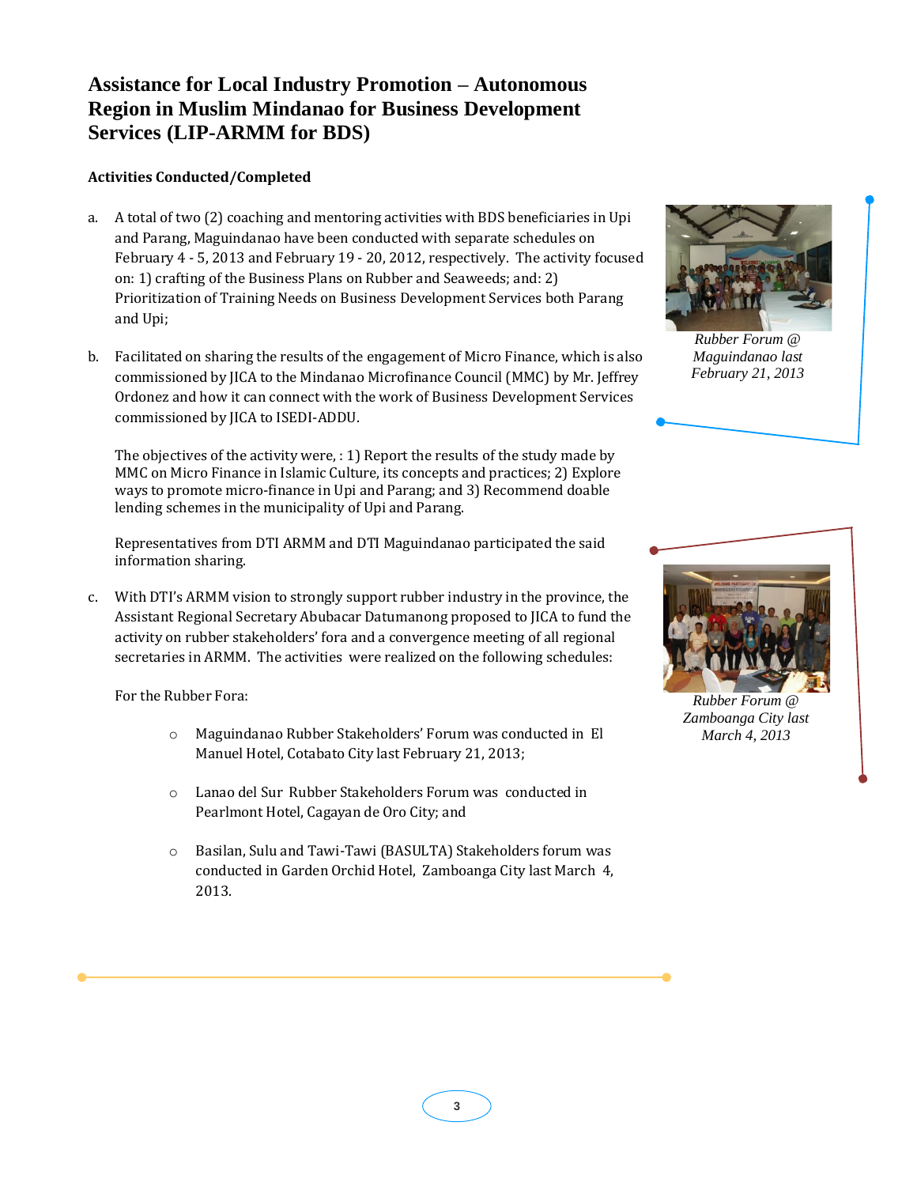# Assistance for Local Industry Promotion – Autonomous Region in Muslim Mindanao for Business Development Services (LIP-ARMM for BDS)

**Activities Conducted/Completed**

a. A total of two (2) coaching and mentoring activities with BDS beneficiaries in Upi and Parang, Maguindanao have been conducted with separate schedules on February 4 - 5, 2013 and February 19 - 20, 2012, respectively. The activity focused on: 1) crafting of the Business Plans on Rubber and Seaweeds; and: 2) Prioritization of Training Needs on Business Development Services both Parang and Upi;

b. Facilitated on sharing the results of the engagement of Micro Finance, which is also commissioned by JICA to the Mindanao Microfinance Council (MMC) by Mr. Jeffrey Ordonez and how it can connect with the work of Business Development Services commissioned by JICA to ISEDI-ADDU.

   The objectives of the activity were, : 1) Report the results of the study made by MMC on Micro Finance in Islamic Culture, its concepts and practices; 2) Explore ways to promote micro-finance in Upi and Parang; and 3) Recommend doable lending schemes in the municipality of Upi and Parang.

   Representatives from DTI ARMM and DTI Maguindanao participated the said information sharing.

c. With DTI's ARMM vision to strongly support rubber industry in the province, the Assistant Regional Secretary Abubacar Datumanong proposed to JICA to fund the activity on rubber stakeholders' fora and a convergence meeting of all regional secretaries in ARMM. The activities were realized on the following schedules:

   For the Rubber Fora:

   - Maguindanao Rubber Stakeholders' Forum was conducted in El Manuel Hotel, Cotabato City last February 21, 2013;
   - Lanao del Sur Rubber Stakeholders Forum was conducted in Pearlmont Hotel, Cagayan de Oro City; and
   - Basilan, Sulu and Tawi-Tawi (BASULTA) Stakeholders forum was conducted in Garden Orchid Hotel, Zamboanga City last March 4, 2013.

*Rubber Forum @ Maguindanao last February 21, 2013*

*Rubber Forum @ Zamboanga City last March 4, 2013*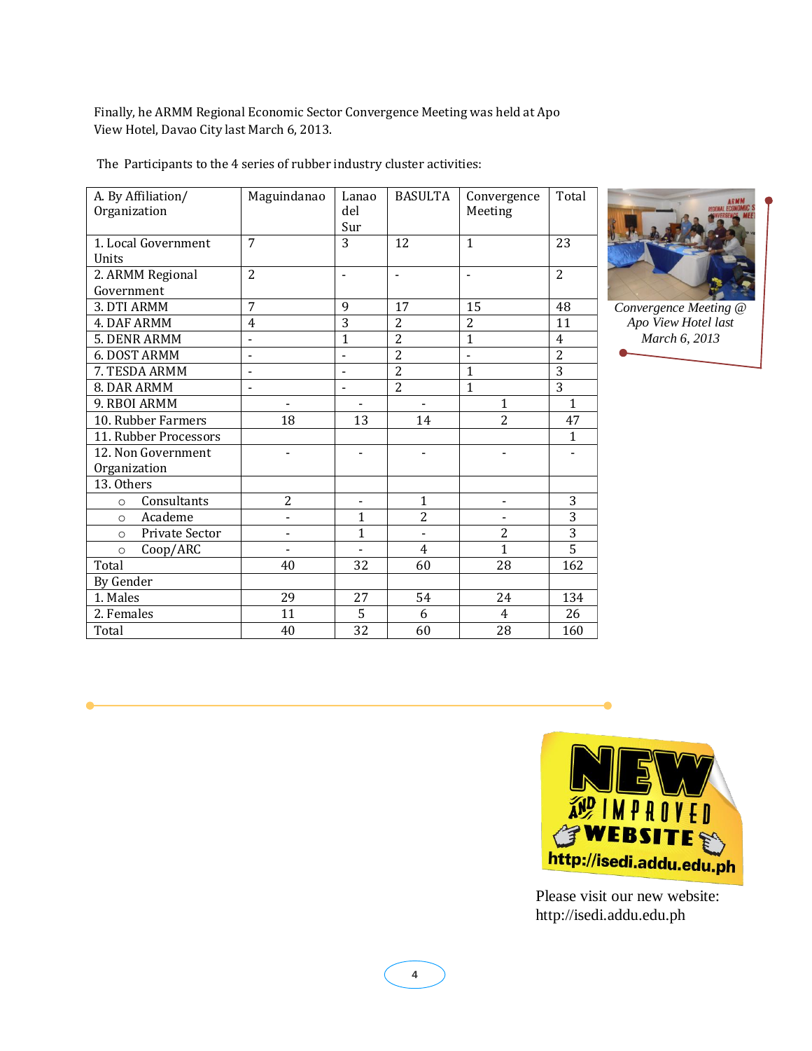Finally, he ARMM Regional Economic Sector Convergence Meeting was held at Apo View Hotel, Davao City last March 6, 2013.

The Participants to the 4 series of rubber industry cluster activities:

| A. By Affiliation/ Organization | Maguindanao | Lanao del Sur | BASULTA | Convergence Meeting | Total |
|---|---|---|---|---|---|
| 1. Local Government Units | 7 | 3 | 12 | 1 | 23 |
| 2. ARMM Regional Government | 2 | - | - | - | 2 |
| 3. DTI ARMM | 7 | 9 | 17 | 15 | 48 |
| 4. DAF ARMM | 4 | 3 | 2 | 2 | 11 |
| 5. DENR ARMM | - | 1 | 2 | 1 | 4 |
| 6. DOST ARMM | - | - | 2 | - | 2 |
| 7. TESDA ARMM | - | - | 2 | 1 | 3 |
| 8. DAR ARMM | - | - | 2 | 1 | 3 |
| 9. RBOI ARMM | - | - | - | 1 | 1 |
| 10. Rubber Farmers | 18 | 13 | 14 | 2 | 47 |
| 11. Rubber Processors | | | | | 1 |
| 12. Non Government Organization | - | - | - | - | - |
| 13. Others | | | | | |
| ○ Consultants | 2 | - | 1 | - | 3 |
| ○ Academe | - | 1 | 2 | - | 3 |
| ○ Private Sector | - | 1 | - | 2 | 3 |
| ○ Coop/ARC | - | - | 4 | 1 | 5 |
| Total | 40 | 32 | 60 | 28 | 162 |
| By Gender | | | | | |
| 1. Males | 29 | 27 | 54 | 24 | 134 |
| 2. Females | 11 | 5 | 6 | 4 | 26 |
| Total | 40 | 32 | 60 | 28 | 160 |

*Convergence Meeting @ Apo View Hotel last March 6, 2013*

NEW AND IMPROVED WEBSITE http://isedi.addu.edu.ph

Please visit our new website: http://isedi.addu.edu.ph